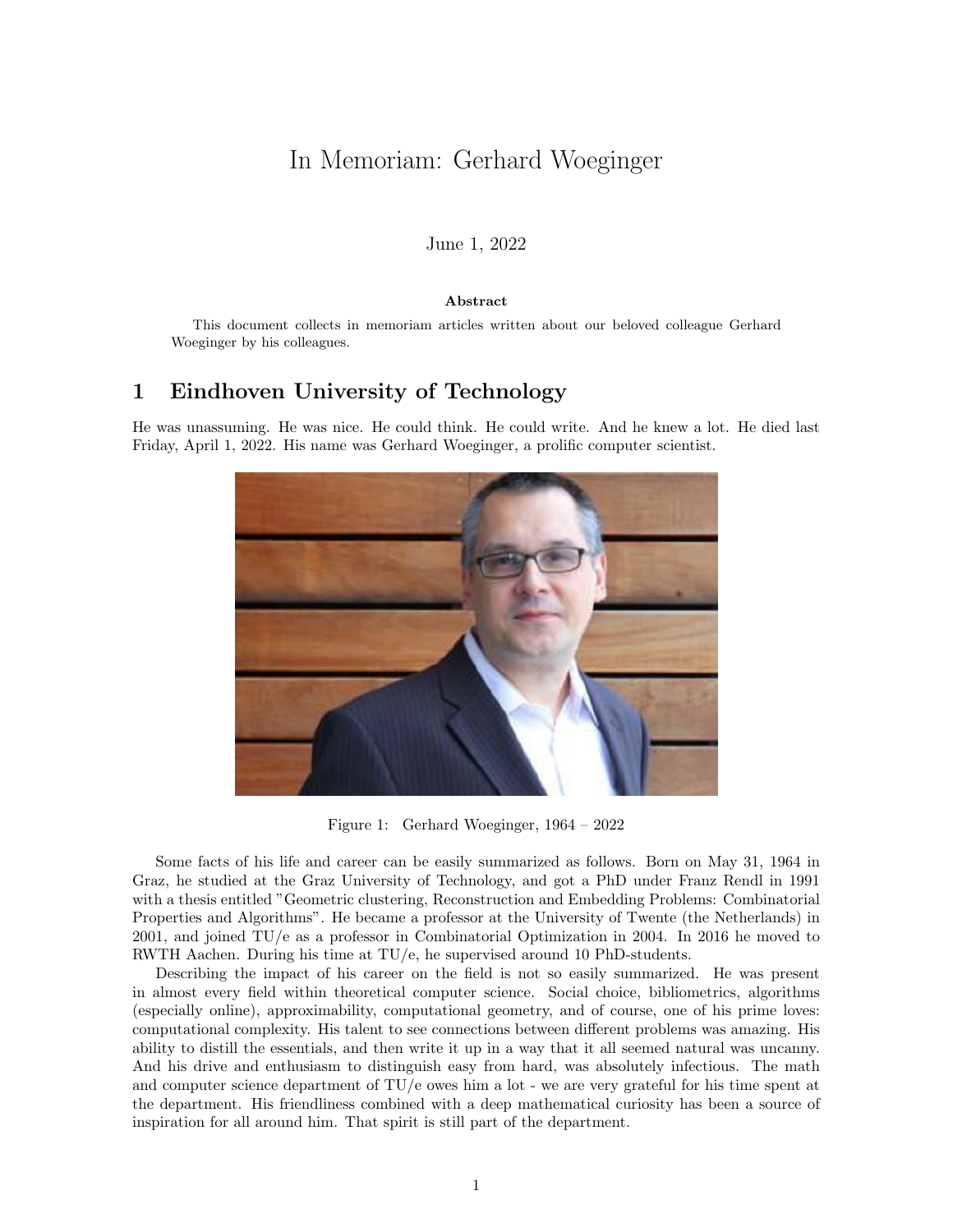# In Memoriam: Gerhard Woeginger

June 1, 2022

**Abstract**

This document collects in memoriam articles written about our beloved colleague Gerhard Woeginger by his colleagues.

## 1 Eindhoven University of Technology

He was unassuming. He was nice. He could think. He could write. And he knew a lot. He died last Friday, April 1, 2022. His name was Gerhard Woeginger, a prolific computer scientist.

Figure 1: Gerhard Woeginger, 1964 – 2022

Some facts of his life and career can be easily summarized as follows. Born on May 31, 1964 in Graz, he studied at the Graz University of Technology, and got a PhD under Franz Rendl in 1991 with a thesis entitled "Geometric clustering, Reconstruction and Embedding Problems: Combinatorial Properties and Algorithms". He became a professor at the University of Twente (the Netherlands) in 2001, and joined TU/e as a professor in Combinatorial Optimization in 2004. In 2016 he moved to RWTH Aachen. During his time at TU/e, he supervised around 10 PhD-students.

Describing the impact of his career on the field is not so easily summarized. He was present in almost every field within theoretical computer science. Social choice, bibliometrics, algorithms (especially online), approximability, computational geometry, and of course, one of his prime loves: computational complexity. His talent to see connections between different problems was amazing. His ability to distill the essentials, and then write it up in a way that it all seemed natural was uncanny. And his drive and enthusiasm to distinguish easy from hard, was absolutely infectious. The math and computer science department of TU/e owes him a lot - we are very grateful for his time spent at the department. His friendliness combined with a deep mathematical curiosity has been a source of inspiration for all around him. That spirit is still part of the department.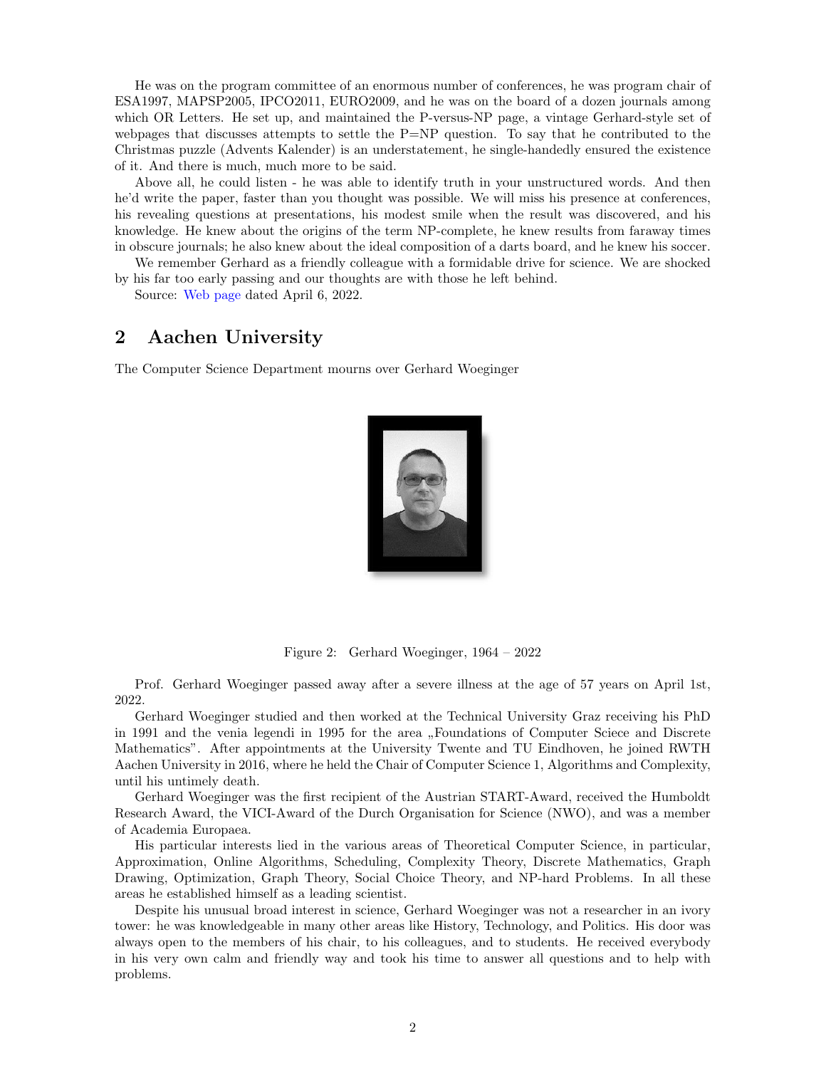He was on the program committee of an enormous number of conferences, he was program chair of ESA1997, MAPSP2005, IPCO2011, EURO2009, and he was on the board of a dozen journals among which OR Letters. He set up, and maintained the P-versus-NP page, a vintage Gerhard-style set of webpages that discusses attempts to settle the P=NP question. To say that he contributed to the Christmas puzzle (Advents Kalender) is an understatement, he single-handedly ensured the existence of it. And there is much, much more to be said.

Above all, he could listen - he was able to identify truth in your unstructured words. And then he'd write the paper, faster than you thought was possible. We will miss his presence at conferences, his revealing questions at presentations, his modest smile when the result was discovered, and his knowledge. He knew about the origins of the term NP-complete, he knew results from faraway times in obscure journals; he also knew about the ideal composition of a darts board, and he knew his soccer.

We remember Gerhard as a friendly colleague with a formidable drive for science. We are shocked by his far too early passing and our thoughts are with those he left behind.

Source: Web page dated April 6, 2022.

## 2 Aachen University

The Computer Science Department mourns over Gerhard Woeginger

Figure 2: Gerhard Woeginger, 1964 – 2022

Prof. Gerhard Woeginger passed away after a severe illness at the age of 57 years on April 1st, 2022.

Gerhard Woeginger studied and then worked at the Technical University Graz receiving his PhD in 1991 and the venia legendi in 1995 for the area „Foundations of Computer Sciece and Discrete Mathematics". After appointments at the University Twente and TU Eindhoven, he joined RWTH Aachen University in 2016, where he held the Chair of Computer Science 1, Algorithms and Complexity, until his untimely death.

Gerhard Woeginger was the first recipient of the Austrian START-Award, received the Humboldt Research Award, the VICI-Award of the Durch Organisation for Science (NWO), and was a member of Academia Europaea.

His particular interests lied in the various areas of Theoretical Computer Science, in particular, Approximation, Online Algorithms, Scheduling, Complexity Theory, Discrete Mathematics, Graph Drawing, Optimization, Graph Theory, Social Choice Theory, and NP-hard Problems. In all these areas he established himself as a leading scientist.

Despite his unusual broad interest in science, Gerhard Woeginger was not a researcher in an ivory tower: he was knowledgeable in many other areas like History, Technology, and Politics. His door was always open to the members of his chair, to his colleagues, and to students. He received everybody in his very own calm and friendly way and took his time to answer all questions and to help with problems.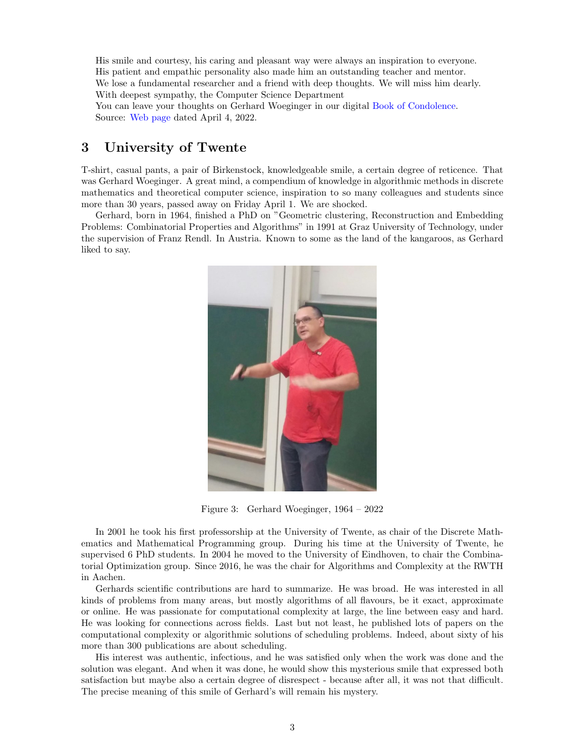His smile and courtesy, his caring and pleasant way were always an inspiration to everyone.
His patient and empathic personality also made him an outstanding teacher and mentor.
We lose a fundamental researcher and a friend with deep thoughts. We will miss him dearly.
With deepest sympathy, the Computer Science Department
You can leave your thoughts on Gerhard Woeginger in our digital Book of Condolence.
Source: Web page dated April 4, 2022.

## 3 University of Twente

T-shirt, casual pants, a pair of Birkenstock, knowledgeable smile, a certain degree of reticence. That was Gerhard Woeginger. A great mind, a compendium of knowledge in algorithmic methods in discrete mathematics and theoretical computer science, inspiration to so many colleagues and students since more than 30 years, passed away on Friday April 1. We are shocked.

Gerhard, born in 1964, finished a PhD on "Geometric clustering, Reconstruction and Embedding Problems: Combinatorial Properties and Algorithms" in 1991 at Graz University of Technology, under the supervision of Franz Rendl. In Austria. Known to some as the land of the kangaroos, as Gerhard liked to say.

Figure 3: Gerhard Woeginger, 1964 – 2022

In 2001 he took his first professorship at the University of Twente, as chair of the Discrete Mathematics and Mathematical Programming group. During his time at the University of Twente, he supervised 6 PhD students. In 2004 he moved to the University of Eindhoven, to chair the Combinatorial Optimization group. Since 2016, he was the chair for Algorithms and Complexity at the RWTH in Aachen.

Gerhards scientific contributions are hard to summarize. He was broad. He was interested in all kinds of problems from many areas, but mostly algorithms of all flavours, be it exact, approximate or online. He was passionate for computational complexity at large, the line between easy and hard. He was looking for connections across fields. Last but not least, he published lots of papers on the computational complexity or algorithmic solutions of scheduling problems. Indeed, about sixty of his more than 300 publications are about scheduling.

His interest was authentic, infectious, and he was satisfied only when the work was done and the solution was elegant. And when it was done, he would show this mysterious smile that expressed both satisfaction but maybe also a certain degree of disrespect - because after all, it was not that difficult. The precise meaning of this smile of Gerhard's will remain his mystery.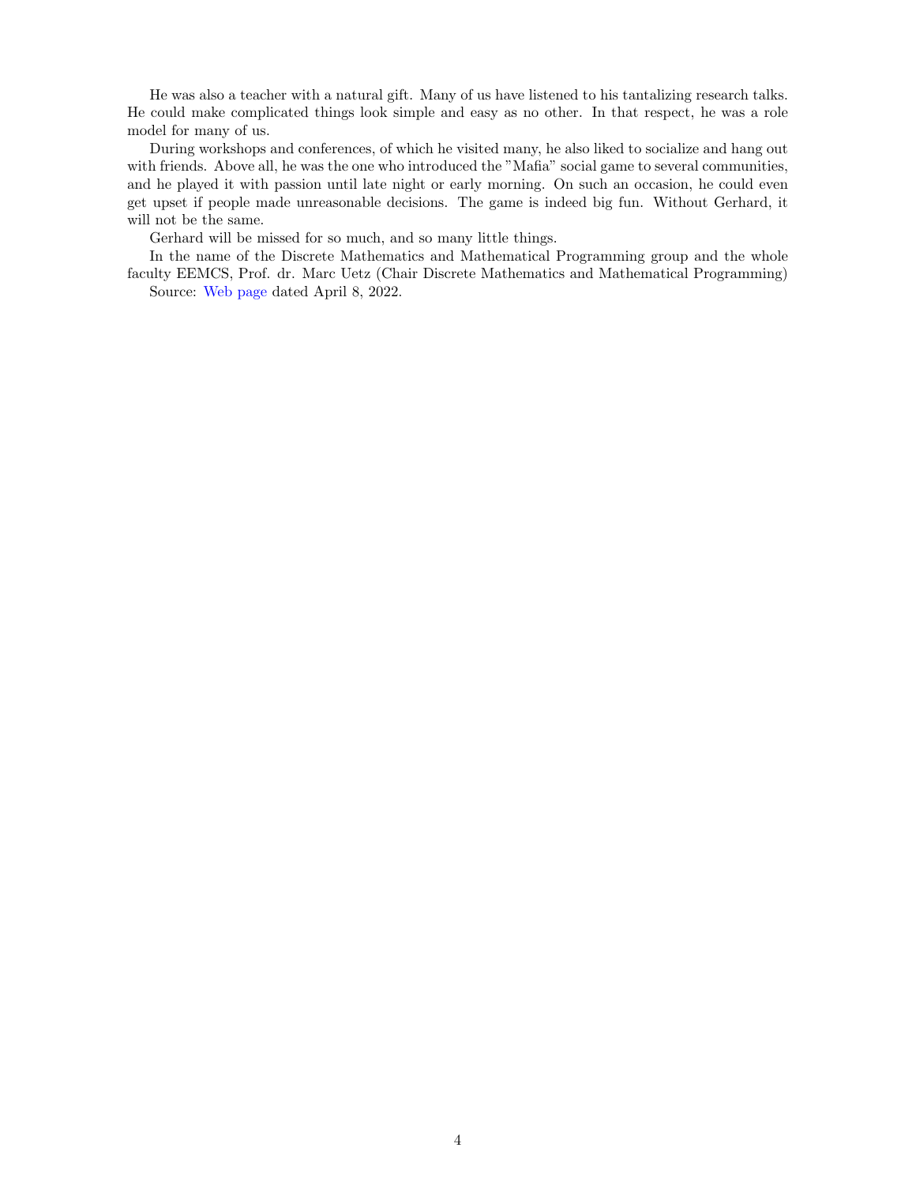He was also a teacher with a natural gift. Many of us have listened to his tantalizing research talks. He could make complicated things look simple and easy as no other. In that respect, he was a role model for many of us.

During workshops and conferences, of which he visited many, he also liked to socialize and hang out with friends. Above all, he was the one who introduced the "Mafia" social game to several communities, and he played it with passion until late night or early morning. On such an occasion, he could even get upset if people made unreasonable decisions. The game is indeed big fun. Without Gerhard, it will not be the same.

Gerhard will be missed for so much, and so many little things.

In the name of the Discrete Mathematics and Mathematical Programming group and the whole faculty EEMCS, Prof. dr. Marc Uetz (Chair Discrete Mathematics and Mathematical Programming)

Source: Web page dated April 8, 2022.